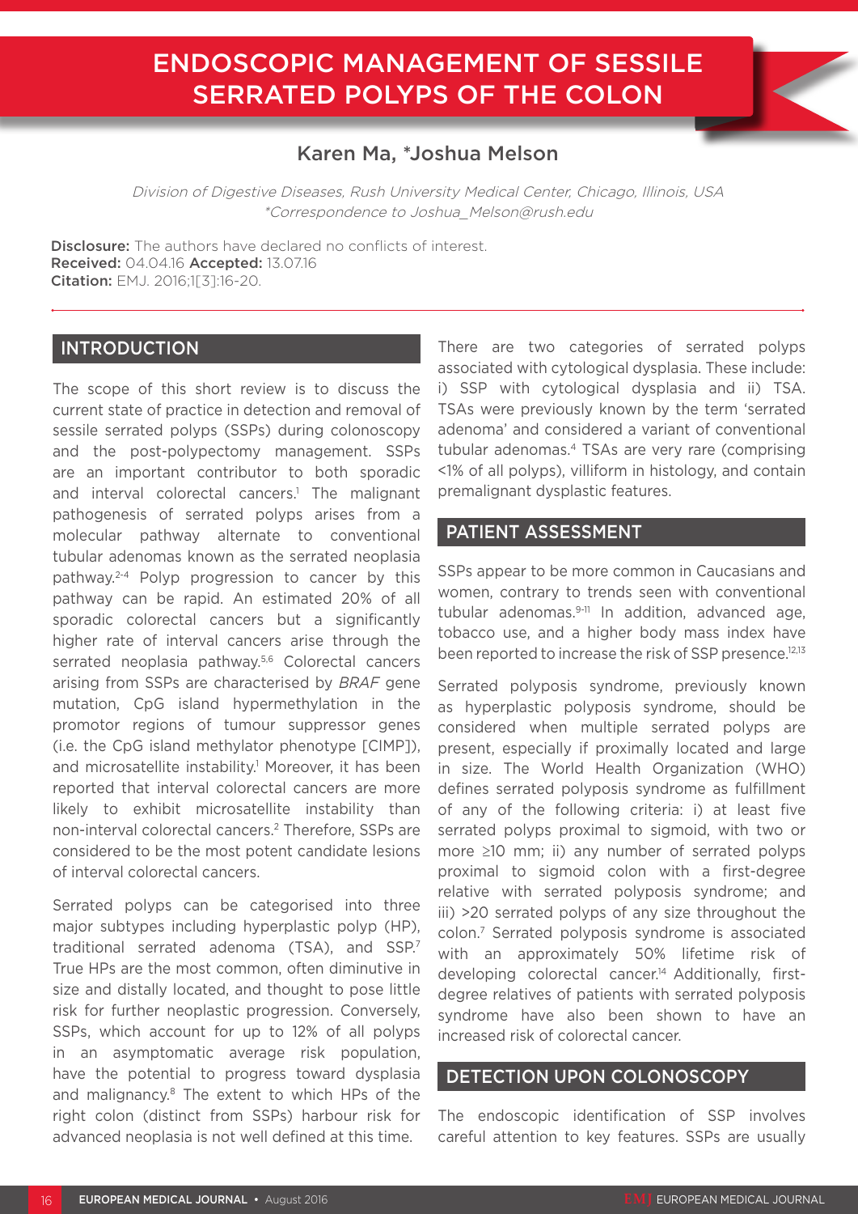# ENDOSCOPIC MANAGEMENT OF SESSILE SERRATED POLYPS OF THE COLON

Karen Ma, *Joshua Melson

*Division of Digestive Diseases, Rush University Medical Center, Chicago, Illinois, USA*
*\*Correspondence to Joshua_Melson@rush.edu*

**Disclosure:** The authors have declared no conflicts of interest.
**Received:** 04.04.16 **Accepted:** 13.07.16
**Citation:** EMJ. 2016;1[3]:16-20.

## INTRODUCTION

The scope of this short review is to discuss the current state of practice in detection and removal of sessile serrated polyps (SSPs) during colonoscopy and the post-polypectomy management. SSPs are an important contributor to both sporadic and interval colorectal cancers.[1] The malignant pathogenesis of serrated polyps arises from a molecular pathway alternate to conventional tubular adenomas known as the serrated neoplasia pathway.[2-4] Polyp progression to cancer by this pathway can be rapid. An estimated 20% of all sporadic colorectal cancers but a significantly higher rate of interval cancers arise through the serrated neoplasia pathway.[5,6] Colorectal cancers arising from SSPs are characterised by *BRAF* gene mutation, CpG island hypermethylation in the promotor regions of tumour suppressor genes (i.e. the CpG island methylator phenotype [CIMP]), and microsatellite instability.[1] Moreover, it has been reported that interval colorectal cancers are more likely to exhibit microsatellite instability than non-interval colorectal cancers.[2] Therefore, SSPs are considered to be the most potent candidate lesions of interval colorectal cancers.

Serrated polyps can be categorised into three major subtypes including hyperplastic polyp (HP), traditional serrated adenoma (TSA), and SSP.[7] True HPs are the most common, often diminutive in size and distally located, and thought to pose little risk for further neoplastic progression. Conversely, SSPs, which account for up to 12% of all polyps in an asymptomatic average risk population, have the potential to progress toward dysplasia and malignancy.[8] The extent to which HPs of the right colon (distinct from SSPs) harbour risk for advanced neoplasia is not well defined at this time.

There are two categories of serrated polyps associated with cytological dysplasia. These include: i) SSP with cytological dysplasia and ii) TSA. TSAs were previously known by the term 'serrated adenoma' and considered a variant of conventional tubular adenomas.[4] TSAs are very rare (comprising <1% of all polyps), villiform in histology, and contain premalignant dysplastic features.

## PATIENT ASSESSMENT

SSPs appear to be more common in Caucasians and women, contrary to trends seen with conventional tubular adenomas.[9-11] In addition, advanced age, tobacco use, and a higher body mass index have been reported to increase the risk of SSP presence.[12,13]

Serrated polyposis syndrome, previously known as hyperplastic polyposis syndrome, should be considered when multiple serrated polyps are present, especially if proximally located and large in size. The World Health Organization (WHO) defines serrated polyposis syndrome as fulfillment of any of the following criteria: i) at least five serrated polyps proximal to sigmoid, with two or more ≥10 mm; ii) any number of serrated polyps proximal to sigmoid colon with a first-degree relative with serrated polyposis syndrome; and iii) >20 serrated polyps of any size throughout the colon.[7] Serrated polyposis syndrome is associated with an approximately 50% lifetime risk of developing colorectal cancer.[14] Additionally, first-degree relatives of patients with serrated polyposis syndrome have also been shown to have an increased risk of colorectal cancer.

## DETECTION UPON COLONOSCOPY

The endoscopic identification of SSP involves careful attention to key features. SSPs are usually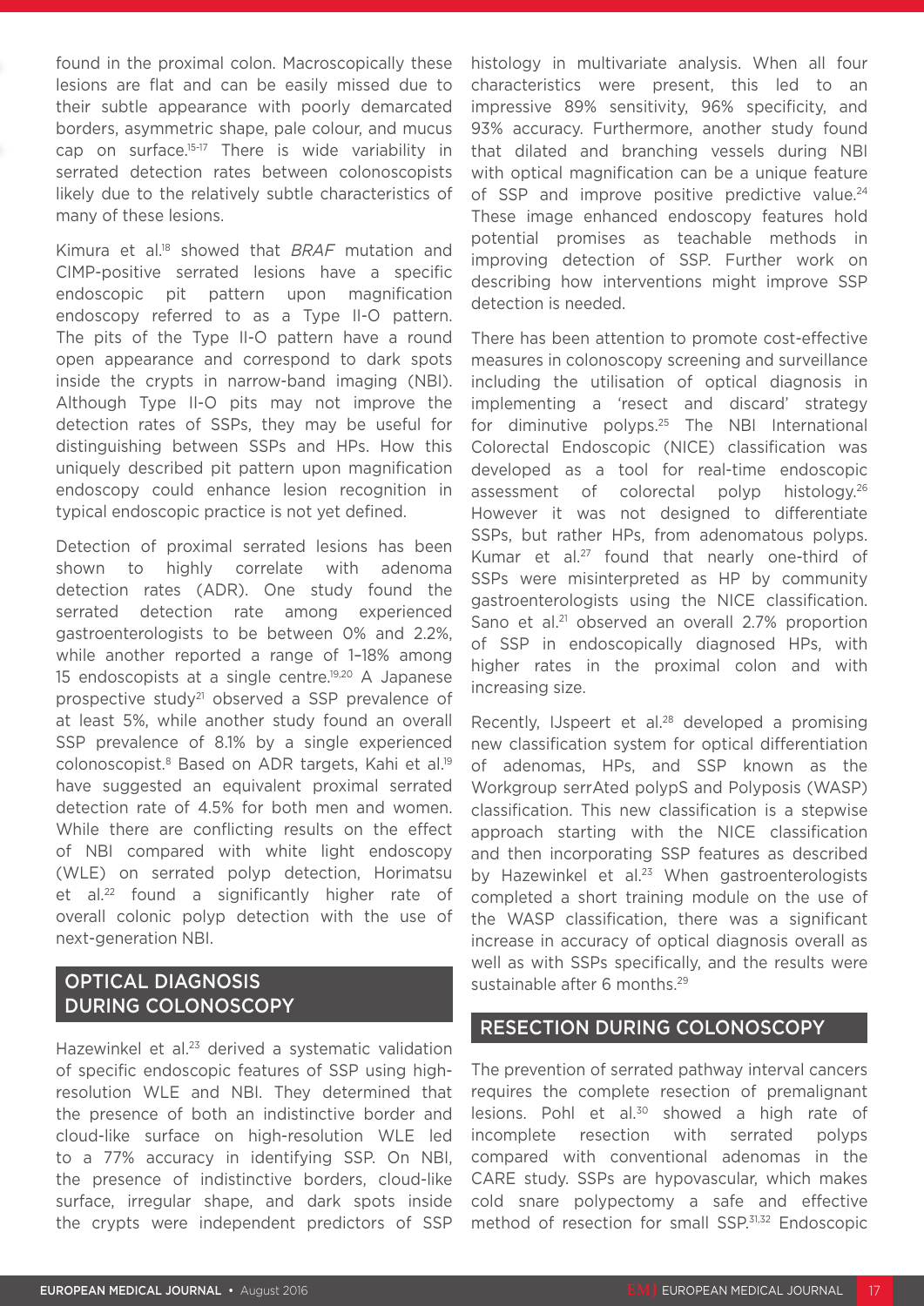found in the proximal colon. Macroscopically these lesions are flat and can be easily missed due to their subtle appearance with poorly demarcated borders, asymmetric shape, pale colour, and mucus cap on surface.[15-17] There is wide variability in serrated detection rates between colonoscopists likely due to the relatively subtle characteristics of many of these lesions.

Kimura et al.[18] showed that *BRAF* mutation and CIMP-positive serrated lesions have a specific endoscopic pit pattern upon magnification endoscopy referred to as a Type II-O pattern. The pits of the Type II-O pattern have a round open appearance and correspond to dark spots inside the crypts in narrow-band imaging (NBI). Although Type II-O pits may not improve the detection rates of SSPs, they may be useful for distinguishing between SSPs and HPs. How this uniquely described pit pattern upon magnification endoscopy could enhance lesion recognition in typical endoscopic practice is not yet defined.

Detection of proximal serrated lesions has been shown to highly correlate with adenoma detection rates (ADR). One study found the serrated detection rate among experienced gastroenterologists to be between 0% and 2.2%, while another reported a range of 1–18% among 15 endoscopists at a single centre.[19,20] A Japanese prospective study[21] observed a SSP prevalence of at least 5%, while another study found an overall SSP prevalence of 8.1% by a single experienced colonoscopist.[8] Based on ADR targets, Kahi et al.[19] have suggested an equivalent proximal serrated detection rate of 4.5% for both men and women. While there are conflicting results on the effect of NBI compared with white light endoscopy (WLE) on serrated polyp detection, Horimatsu et al.[22] found a significantly higher rate of overall colonic polyp detection with the use of next-generation NBI.

## OPTICAL DIAGNOSIS DURING COLONOSCOPY

Hazewinkel et al.[23] derived a systematic validation of specific endoscopic features of SSP using high-resolution WLE and NBI. They determined that the presence of both an indistinctive border and cloud-like surface on high-resolution WLE led to a 77% accuracy in identifying SSP. On NBI, the presence of indistinctive borders, cloud-like surface, irregular shape, and dark spots inside the crypts were independent predictors of SSP histology in multivariate analysis. When all four characteristics were present, this led to an impressive 89% sensitivity, 96% specificity, and 93% accuracy. Furthermore, another study found that dilated and branching vessels during NBI with optical magnification can be a unique feature of SSP and improve positive predictive value.[24] These image enhanced endoscopy features hold potential promises as teachable methods in improving detection of SSP. Further work on describing how interventions might improve SSP detection is needed.

There has been attention to promote cost-effective measures in colonoscopy screening and surveillance including the utilisation of optical diagnosis in implementing a 'resect and discard' strategy for diminutive polyps.[25] The NBI International Colorectal Endoscopic (NICE) classification was developed as a tool for real-time endoscopic assessment of colorectal polyp histology.[26] However it was not designed to differentiate SSPs, but rather HPs, from adenomatous polyps. Kumar et al.[27] found that nearly one-third of SSPs were misinterpreted as HP by community gastroenterologists using the NICE classification. Sano et al.[21] observed an overall 2.7% proportion of SSP in endoscopically diagnosed HPs, with higher rates in the proximal colon and with increasing size.

Recently, IJspeert et al.[28] developed a promising new classification system for optical differentiation of adenomas, HPs, and SSP known as the Workgroup serrAted polypS and Polyposis (WASP) classification. This new classification is a stepwise approach starting with the NICE classification and then incorporating SSP features as described by Hazewinkel et al.[23] When gastroenterologists completed a short training module on the use of the WASP classification, there was a significant increase in accuracy of optical diagnosis overall as well as with SSPs specifically, and the results were sustainable after 6 months.[29]

## RESECTION DURING COLONOSCOPY

The prevention of serrated pathway interval cancers requires the complete resection of premalignant lesions. Pohl et al.[30] showed a high rate of incomplete resection with serrated polyps compared with conventional adenomas in the CARE study. SSPs are hypovascular, which makes cold snare polypectomy a safe and effective method of resection for small SSP.[31,32] Endoscopic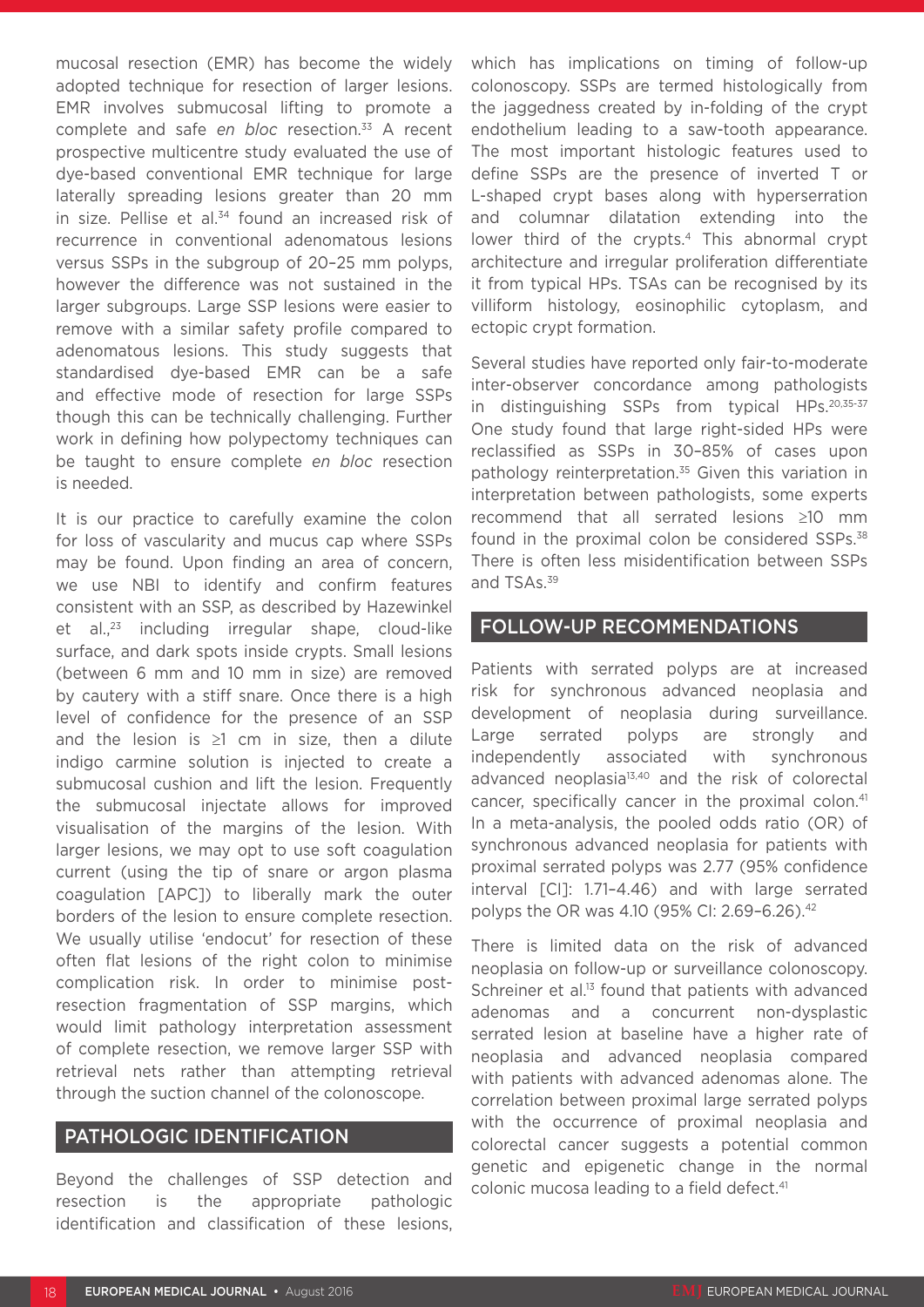mucosal resection (EMR) has become the widely adopted technique for resection of larger lesions. EMR involves submucosal lifting to promote a complete and safe *en bloc* resection.[33] A recent prospective multicentre study evaluated the use of dye-based conventional EMR technique for large laterally spreading lesions greater than 20 mm in size. Pellise et al.[34] found an increased risk of recurrence in conventional adenomatous lesions versus SSPs in the subgroup of 20–25 mm polyps, however the difference was not sustained in the larger subgroups. Large SSP lesions were easier to remove with a similar safety profile compared to adenomatous lesions. This study suggests that standardised dye-based EMR can be a safe and effective mode of resection for large SSPs though this can be technically challenging. Further work in defining how polypectomy techniques can be taught to ensure complete *en bloc* resection is needed.

It is our practice to carefully examine the colon for loss of vascularity and mucus cap where SSPs may be found. Upon finding an area of concern, we use NBI to identify and confirm features consistent with an SSP, as described by Hazewinkel et al.,[23] including irregular shape, cloud-like surface, and dark spots inside crypts. Small lesions (between 6 mm and 10 mm in size) are removed by cautery with a stiff snare. Once there is a high level of confidence for the presence of an SSP and the lesion is ≥1 cm in size, then a dilute indigo carmine solution is injected to create a submucosal cushion and lift the lesion. Frequently the submucosal injectate allows for improved visualisation of the margins of the lesion. With larger lesions, we may opt to use soft coagulation current (using the tip of snare or argon plasma coagulation [APC]) to liberally mark the outer borders of the lesion to ensure complete resection. We usually utilise 'endocut' for resection of these often flat lesions of the right colon to minimise complication risk. In order to minimise post-resection fragmentation of SSP margins, which would limit pathology interpretation assessment of complete resection, we remove larger SSP with retrieval nets rather than attempting retrieval through the suction channel of the colonoscope.

## PATHOLOGIC IDENTIFICATION

Beyond the challenges of SSP detection and resection is the appropriate pathologic identification and classification of these lesions, which has implications on timing of follow-up colonoscopy. SSPs are termed histologically from the jaggedness created by in-folding of the crypt endothelium leading to a saw-tooth appearance. The most important histologic features used to define SSPs are the presence of inverted T or L-shaped crypt bases along with hyperserration and columnar dilatation extending into the lower third of the crypts.[4] This abnormal crypt architecture and irregular proliferation differentiate it from typical HPs. TSAs can be recognised by its villiform histology, eosinophilic cytoplasm, and ectopic crypt formation.

Several studies have reported only fair-to-moderate inter-observer concordance among pathologists in distinguishing SSPs from typical HPs.[20,35-37] One study found that large right-sided HPs were reclassified as SSPs in 30–85% of cases upon pathology reinterpretation.[35] Given this variation in interpretation between pathologists, some experts recommend that all serrated lesions ≥10 mm found in the proximal colon be considered SSPs.[38] There is often less misidentification between SSPs and TSAs.[39]

## FOLLOW-UP RECOMMENDATIONS

Patients with serrated polyps are at increased risk for synchronous advanced neoplasia and development of neoplasia during surveillance. Large serrated polyps are strongly and independently associated with synchronous advanced neoplasia[13,40] and the risk of colorectal cancer, specifically cancer in the proximal colon.[41] In a meta-analysis, the pooled odds ratio (OR) of synchronous advanced neoplasia for patients with proximal serrated polyps was 2.77 (95% confidence interval [CI]: 1.71–4.46) and with large serrated polyps the OR was 4.10 (95% CI: 2.69–6.26).[42]

There is limited data on the risk of advanced neoplasia on follow-up or surveillance colonoscopy. Schreiner et al.[13] found that patients with advanced adenomas and a concurrent non-dysplastic serrated lesion at baseline have a higher rate of neoplasia and advanced neoplasia compared with patients with advanced adenomas alone. The correlation between proximal large serrated polyps with the occurrence of proximal neoplasia and colorectal cancer suggests a potential common genetic and epigenetic change in the normal colonic mucosa leading to a field defect.[41]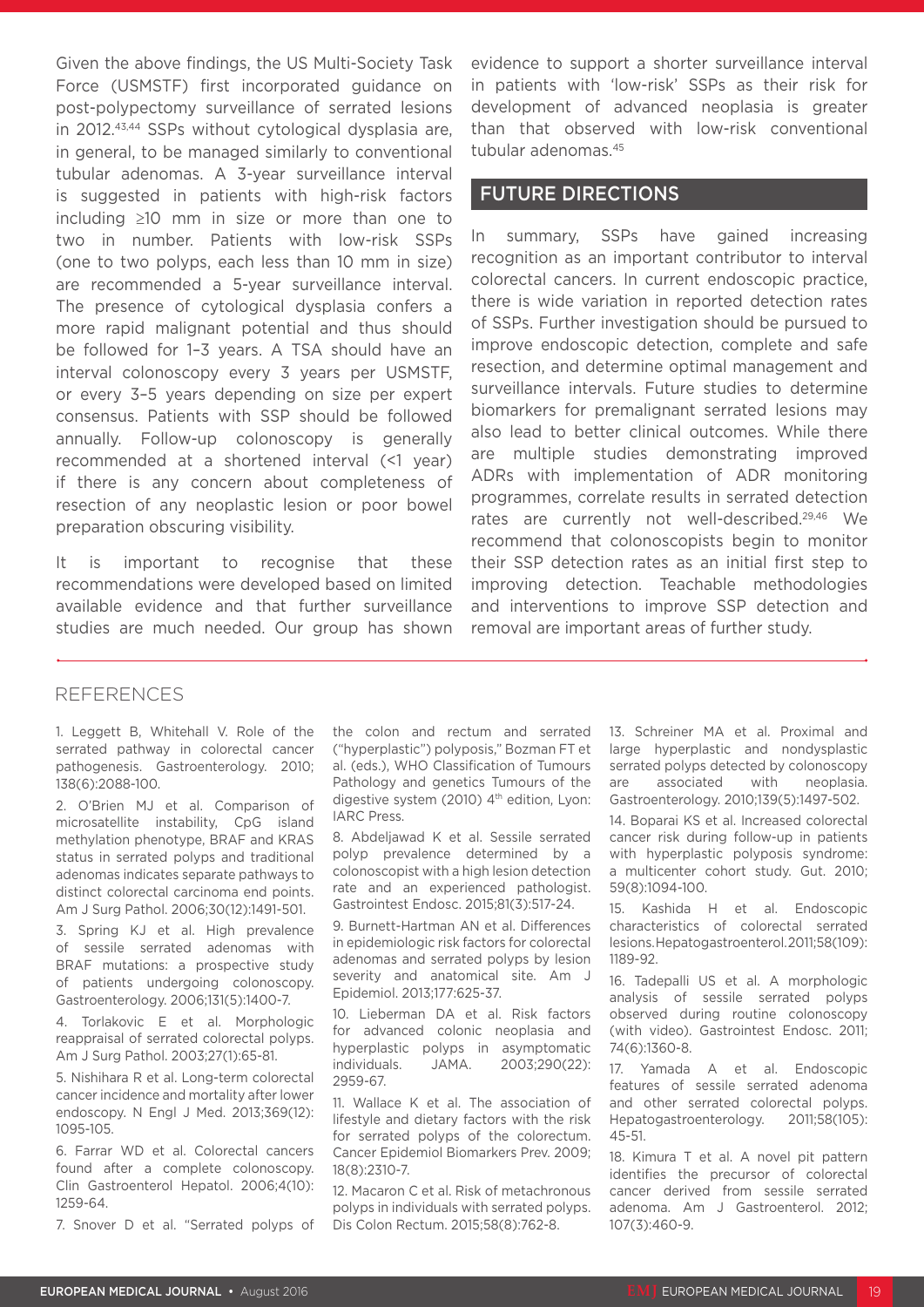Given the above findings, the US Multi-Society Task Force (USMSTF) first incorporated guidance on post-polypectomy surveillance of serrated lesions in 2012.[43,44] SSPs without cytological dysplasia are, in general, to be managed similarly to conventional tubular adenomas. A 3-year surveillance interval is suggested in patients with high-risk factors including ≥10 mm in size or more than one to two in number. Patients with low-risk SSPs (one to two polyps, each less than 10 mm in size) are recommended a 5-year surveillance interval. The presence of cytological dysplasia confers a more rapid malignant potential and thus should be followed for 1–3 years. A TSA should have an interval colonoscopy every 3 years per USMSTF, or every 3–5 years depending on size per expert consensus. Patients with SSP should be followed annually. Follow-up colonoscopy is generally recommended at a shortened interval (<1 year) if there is any concern about completeness of resection of any neoplastic lesion or poor bowel preparation obscuring visibility.

It is important to recognise that these recommendations were developed based on limited available evidence and that further surveillance studies are much needed. Our group has shown evidence to support a shorter surveillance interval in patients with 'low-risk' SSPs as their risk for development of advanced neoplasia is greater than that observed with low-risk conventional tubular adenomas.[45]

## FUTURE DIRECTIONS

In summary, SSPs have gained increasing recognition as an important contributor to interval colorectal cancers. In current endoscopic practice, there is wide variation in reported detection rates of SSPs. Further investigation should be pursued to improve endoscopic detection, complete and safe resection, and determine optimal management and surveillance intervals. Future studies to determine biomarkers for premalignant serrated lesions may also lead to better clinical outcomes. While there are multiple studies demonstrating improved ADRs with implementation of ADR monitoring programmes, correlate results in serrated detection rates are currently not well-described.[29,46] We recommend that colonoscopists begin to monitor their SSP detection rates as an initial first step to improving detection. Teachable methodologies and interventions to improve SSP detection and removal are important areas of further study.

## REFERENCES

1. Leggett B, Whitehall V. Role of the serrated pathway in colorectal cancer pathogenesis. Gastroenterology. 2010; 138(6):2088-100.

2. O'Brien MJ et al. Comparison of microsatellite instability, CpG island methylation phenotype, BRAF and KRAS status in serrated polyps and traditional adenomas indicates separate pathways to distinct colorectal carcinoma end points. Am J Surg Pathol. 2006;30(12):1491-501.

3. Spring KJ et al. High prevalence of sessile serrated adenomas with BRAF mutations: a prospective study of patients undergoing colonoscopy. Gastroenterology. 2006;131(5):1400-7.

4. Torlakovic E et al. Morphologic reappraisal of serrated colorectal polyps. Am J Surg Pathol. 2003;27(1):65-81.

5. Nishihara R et al. Long-term colorectal cancer incidence and mortality after lower endoscopy. N Engl J Med. 2013;369(12): 1095-105.

6. Farrar WD et al. Colorectal cancers found after a complete colonoscopy. Clin Gastroenterol Hepatol. 2006;4(10): 1259-64.

7. Snover D et al. "Serrated polyps of the colon and rectum and serrated ("hyperplastic") polyposis," Bozman FT et al. (eds.), WHO Classification of Tumours Pathology and genetics Tumours of the digestive system (2010) 4th edition, Lyon: IARC Press.

8. Abdeljawad K et al. Sessile serrated polyp prevalence determined by a colonoscopist with a high lesion detection rate and an experienced pathologist. Gastrointest Endosc. 2015;81(3):517-24.

9. Burnett-Hartman AN et al. Differences in epidemiologic risk factors for colorectal adenomas and serrated polyps by lesion severity and anatomical site. Am J Epidemiol. 2013;177:625-37.

10. Lieberman DA et al. Risk factors for advanced colonic neoplasia and hyperplastic polyps in asymptomatic individuals. JAMA. 2003;290(22): 2959-67.

11. Wallace K et al. The association of lifestyle and dietary factors with the risk for serrated polyps of the colorectum. Cancer Epidemiol Biomarkers Prev. 2009; 18(8):2310-7.

12. Macaron C et al. Risk of metachronous polyps in individuals with serrated polyps. Dis Colon Rectum. 2015;58(8):762-8.

13. Schreiner MA et al. Proximal and large hyperplastic and nondysplastic serrated polyps detected by colonoscopy are associated with neoplasia. Gastroenterology. 2010;139(5):1497-502.

14. Boparai KS et al. Increased colorectal cancer risk during follow-up in patients with hyperplastic polyposis syndrome: a multicenter cohort study. Gut. 2010; 59(8):1094-100.

15. Kashida H et al. Endoscopic characteristics of colorectal serrated lesions. Hepatogastroenterol. 2011;58(109): 1189-92.

16. Tadepalli US et al. A morphologic analysis of sessile serrated polyps observed during routine colonoscopy (with video). Gastrointest Endosc. 2011; 74(6):1360-8.

17. Yamada A et al. Endoscopic features of sessile serrated adenoma and other serrated colorectal polyps. Hepatogastroenterology. 2011;58(105): 45-51.

18. Kimura T et al. A novel pit pattern identifies the precursor of colorectal cancer derived from sessile serrated adenoma. Am J Gastroenterol. 2012; 107(3):460-9.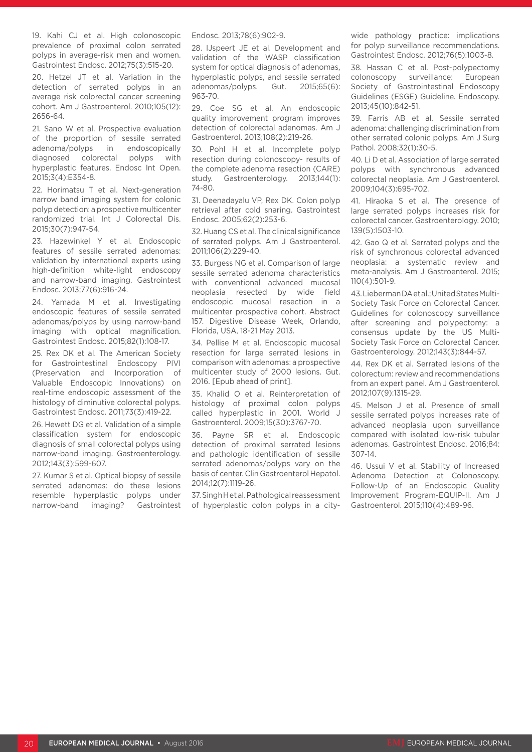19. Kahi CJ et al. High colonoscopic prevalence of proximal colon serrated polyps in average-risk men and women. Gastrointest Endosc. 2012;75(3):515-20.

20. Hetzel JT et al. Variation in the detection of serrated polyps in an average risk colorectal cancer screening cohort. Am J Gastroenterol. 2010;105(12): 2656-64.

21. Sano W et al. Prospective evaluation of the proportion of sessile serrated adenoma/polyps in endoscopically diagnosed colorectal polyps with hyperplastic features. Endosc Int Open. 2015;3(4):E354-8.

22. Horimatsu T et al. Next-generation narrow band imaging system for colonic polyp detection: a prospective multicenter randomized trial. Int J Colorectal Dis. 2015;30(7):947-54.

23. Hazewinkel Y et al. Endoscopic features of sessile serrated adenomas: validation by international experts using high-definition white-light endoscopy and narrow-band imaging. Gastrointest Endosc. 2013;77(6):916-24.

24. Yamada M et al. Investigating endoscopic features of sessile serrated adenomas/polyps by using narrow-band imaging with optical magnification. Gastrointest Endosc. 2015;82(1):108-17.

25. Rex DK et al. The American Society for Gastrointestinal Endoscopy PIVI (Preservation and Incorporation of Valuable Endoscopic Innovations) on real-time endoscopic assessment of the histology of diminutive colorectal polyps. Gastrointest Endosc. 2011;73(3):419-22.

26. Hewett DG et al. Validation of a simple classification system for endoscopic diagnosis of small colorectal polyps using narrow-band imaging. Gastroenterology. 2012;143(3):599-607.

27. Kumar S et al. Optical biopsy of sessile serrated adenomas: do these lesions resemble hyperplastic polyps under narrow-band imaging? Gastrointest Endosc. 2013;78(6):902-9.

28. IJspeert JE et al. Development and validation of the WASP classification system for optical diagnosis of adenomas, hyperplastic polyps, and sessile serrated adenomas/polyps. Gut. 2015;65(6): 963-70.

29. Coe SG et al. An endoscopic quality improvement program improves detection of colorectal adenomas. Am J Gastroenterol. 2013;108(2):219-26.

30. Pohl H et al. Incomplete polyp resection during colonoscopy- results of the complete adenoma resection (CARE) study. Gastroenterology. 2013;144(1): 74-80.

31. Deenadayalu VP, Rex DK. Colon polyp retrieval after cold snaring. Gastrointest Endosc. 2005;62(2):253-6.

32. Huang CS et al. The clinical significance of serrated polyps. Am J Gastroenterol. 2011;106(2):229-40.

33. Burgess NG et al. Comparison of large sessile serrated adenoma characteristics with conventional advanced mucosal neoplasia resected by wide field endoscopic mucosal resection in a multicenter prospective cohort. Abstract 157. Digestive Disease Week, Orlando, Florida, USA, 18-21 May 2013.

34. Pellise M et al. Endoscopic mucosal resection for large serrated lesions in comparison with adenomas: a prospective multicenter study of 2000 lesions. Gut. 2016. [Epub ahead of print].

35. Khalid O et al. Reinterpretation of histology of proximal colon polyps called hyperplastic in 2001. World J Gastroenterol. 2009;15(30):3767-70.

36. Payne SR et al. Endoscopic detection of proximal serrated lesions and pathologic identification of sessile serrated adenomas/polyps vary on the basis of center. Clin Gastroenterol Hepatol. 2014;12(7):1119-26.

37. Singh H et al. Pathological reassessment of hyperplastic colon polyps in a city-wide pathology practice: implications for polyp surveillance recommendations. Gastrointest Endosc. 2012;76(5):1003-8.

38. Hassan C et al. Post-polypectomy colonoscopy surveillance: European Society of Gastrointestinal Endoscopy Guidelines (ESGE) Guideline. Endoscopy. 2013;45(10):842-51.

39. Farris AB et al. Sessile serrated adenoma: challenging discrimination from other serrated colonic polyps. Am J Surg Pathol. 2008;32(1):30-5.

40. Li D et al. Association of large serrated polyps with synchronous advanced colorectal neoplasia. Am J Gastroenterol. 2009;104(3):695-702.

41. Hiraoka S et al. The presence of large serrated polyps increases risk for colorectal cancer. Gastroenterology. 2010; 139(5):1503-10.

42. Gao Q et al. Serrated polyps and the risk of synchronous colorectal advanced neoplasia: a systematic review and meta-analysis. Am J Gastroenterol. 2015; 110(4):501-9.

43. Lieberman DA et al.; United States Multi-Society Task Force on Colorectal Cancer. Guidelines for colonoscopy surveillance after screening and polypectomy: a consensus update by the US Multi-Society Task Force on Colorectal Cancer. Gastroenterology. 2012;143(3):844-57.

44. Rex DK et al. Serrated lesions of the colorectum: review and recommendations from an expert panel. Am J Gastroenterol. 2012;107(9):1315-29.

45. Melson J et al. Presence of small sessile serrated polyps increases rate of advanced neoplasia upon surveillance compared with isolated low-risk tubular adenomas. Gastrointest Endosc. 2016;84: 307-14.

46. Ussui V et al. Stability of Increased Adenoma Detection at Colonoscopy. Follow-Up of an Endoscopic Quality Improvement Program-EQUIP-II. Am J Gastroenterol. 2015;110(4):489-96.